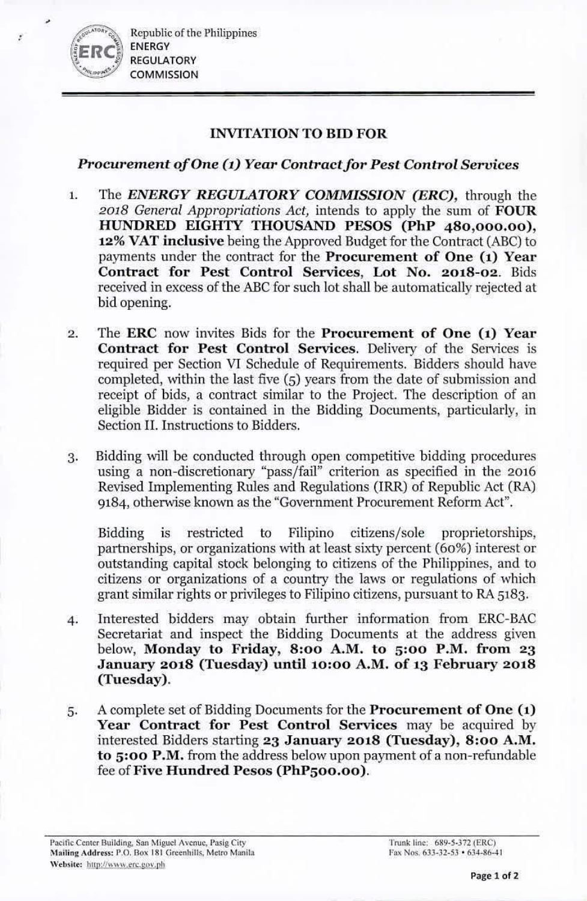Republic of the Philippines
ENERGY
REGULATORY
COMMISSION

## INVITATION TO BID FOR

### *Procurement of One (1) Year Contract for Pest Control Services*

1. The ***ENERGY REGULATORY COMMISSION (ERC),*** through the *2018 General Appropriations Act,* intends to apply the sum of **FOUR HUNDRED EIGHTY THOUSAND PESOS (PhP 480,000.00), 12% VAT inclusive** being the Approved Budget for the Contract (ABC) to payments under the contract for the **Procurement of One (1) Year Contract for Pest Control Services, Lot No. 2018-02**. Bids received in excess of the ABC for such lot shall be automatically rejected at bid opening.

2. The **ERC** now invites Bids for the **Procurement of One (1) Year Contract for Pest Control Services**. Delivery of the Services is required per Section VI Schedule of Requirements. Bidders should have completed, within the last five (5) years from the date of submission and receipt of bids, a contract similar to the Project. The description of an eligible Bidder is contained in the Bidding Documents, particularly, in Section II. Instructions to Bidders.

3. Bidding will be conducted through open competitive bidding procedures using a non-discretionary "pass/fail" criterion as specified in the 2016 Revised Implementing Rules and Regulations (IRR) of Republic Act (RA) 9184, otherwise known as the "Government Procurement Reform Act".

   Bidding is restricted to Filipino citizens/sole proprietorships, partnerships, or organizations with at least sixty percent (60%) interest or outstanding capital stock belonging to citizens of the Philippines, and to citizens or organizations of a country the laws or regulations of which grant similar rights or privileges to Filipino citizens, pursuant to RA 5183.

4. Interested bidders may obtain further information from ERC-BAC Secretariat and inspect the Bidding Documents at the address given below, **Monday to Friday, 8:00 A.M. to 5:00 P.M. from 23 January 2018 (Tuesday) until 10:00 A.M. of 13 February 2018 (Tuesday).**

5. A complete set of Bidding Documents for the **Procurement of One (1) Year Contract for Pest Control Services** may be acquired by interested Bidders starting **23 January 2018 (Tuesday), 8:00 A.M. to 5:00 P.M.** from the address below upon payment of a non-refundable fee of **Five Hundred Pesos (PhP500.00)**.

Pacific Center Building, San Miguel Avenue, Pasig City
**Mailing Address:** P.O. Box 181 Greenhills, Metro Manila
**Website:** http://www.erc.gov.ph

Trunk line: 689-5-372 (ERC)
Fax Nos. 633-32-53 • 634-86-41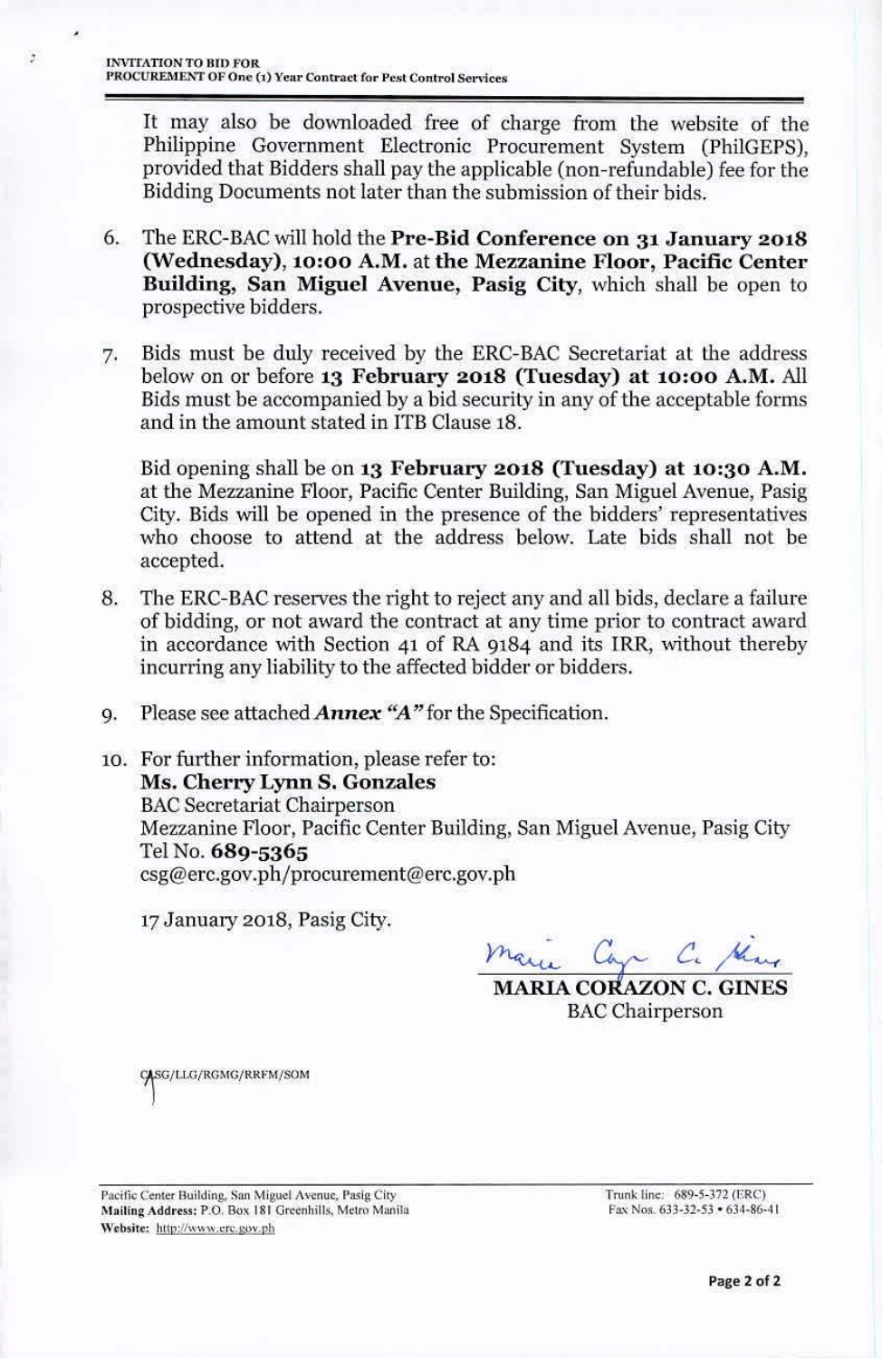It may also be downloaded free of charge from the website of the Philippine Government Electronic Procurement System (PhilGEPS), provided that Bidders shall pay the applicable (non-refundable) fee for the Bidding Documents not later than the submission of their bids.

6. The ERC-BAC will hold the **Pre-Bid Conference on 31 January 2018 (Wednesday), 10:00 A.M.** at **the Mezzanine Floor, Pacific Center Building, San Miguel Avenue, Pasig City**, which shall be open to prospective bidders.

7. Bids must be duly received by the ERC-BAC Secretariat at the address below on or before **13 February 2018 (Tuesday) at 10:00 A.M.** All Bids must be accompanied by a bid security in any of the acceptable forms and in the amount stated in ITB Clause 18.

   Bid opening shall be on **13 February 2018 (Tuesday) at 10:30 A.M.** at the Mezzanine Floor, Pacific Center Building, San Miguel Avenue, Pasig City. Bids will be opened in the presence of the bidders' representatives who choose to attend at the address below. Late bids shall not be accepted.

8. The ERC-BAC reserves the right to reject any and all bids, declare a failure of bidding, or not award the contract at any time prior to contract award in accordance with Section 41 of RA 9184 and its IRR, without thereby incurring any liability to the affected bidder or bidders.

9. Please see attached ***Annex "A"*** for the Specification.

10. For further information, please refer to:
    **Ms. Cherry Lynn S. Gonzales**
    BAC Secretariat Chairperson
    Mezzanine Floor, Pacific Center Building, San Miguel Avenue, Pasig City
    Tel No. **689-5365**
    csg@erc.gov.ph/procurement@erc.gov.ph

17 January 2018, Pasig City.

**MARIA CORAZON C. GINES**
BAC Chairperson

CASG/LLG/RGMG/RRFM/SOM

Pacific Center Building, San Miguel Avenue, Pasig City
**Mailing Address:** P.O. Box 181 Greenhills, Metro Manila
**Website:** http://www.erc.gov.ph

Trunk line: 689-5-372 (ERC)
Fax Nos. 633-32-53 • 634-86-41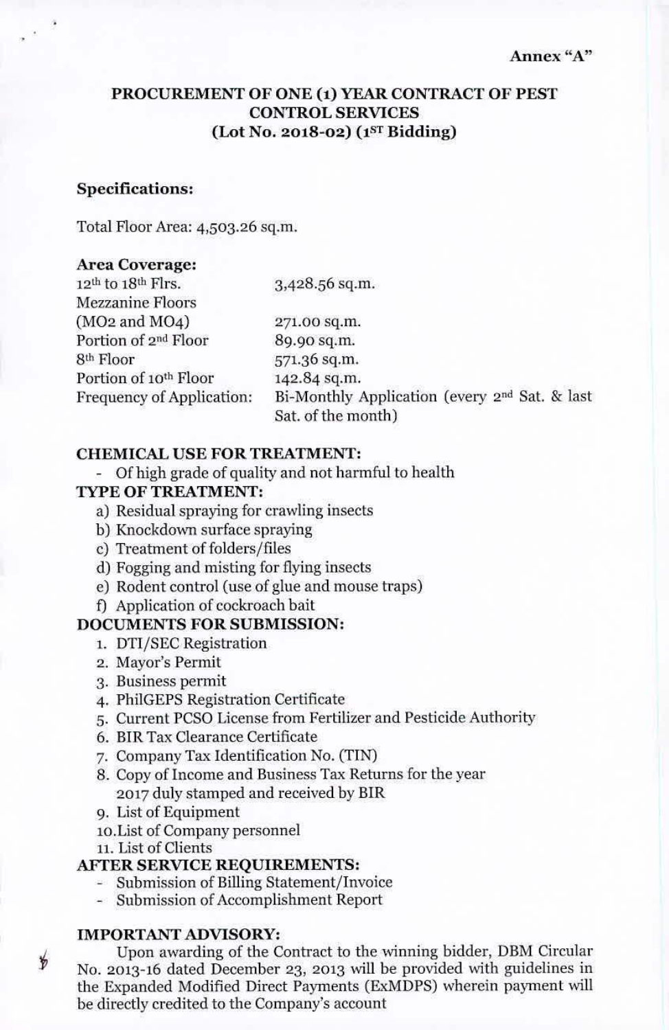Annex "A"

# PROCUREMENT OF ONE (1) YEAR CONTRACT OF PEST CONTROL SERVICES (Lot No. 2018-02) (1ST Bidding)

**Specifications:**

Total Floor Area: 4,503.26 sq.m.

**Area Coverage:**

| | |
|---|---|
| 12th to 18th Flrs. | 3,428.56 sq.m. |
| Mezzanine Floors (MO2 and MO4) | 271.00 sq.m. |
| Portion of 2nd Floor | 89.90 sq.m. |
| 8th Floor | 571.36 sq.m. |
| Portion of 10th Floor | 142.84 sq.m. |
| Frequency of Application: | Bi-Monthly Application (every 2nd Sat. & last Sat. of the month) |

**CHEMICAL USE FOR TREATMENT:**

- Of high grade of quality and not harmful to health

**TYPE OF TREATMENT:**

a) Residual spraying for crawling insects
b) Knockdown surface spraying
c) Treatment of folders/files
d) Fogging and misting for flying insects
e) Rodent control (use of glue and mouse traps)
f) Application of cockroach bait

**DOCUMENTS FOR SUBMISSION:**

1. DTI/SEC Registration
2. Mayor's Permit
3. Business permit
4. PhilGEPS Registration Certificate
5. Current PCSO License from Fertilizer and Pesticide Authority
6. BIR Tax Clearance Certificate
7. Company Tax Identification No. (TIN)
8. Copy of Income and Business Tax Returns for the year 2017 duly stamped and received by BIR
9. List of Equipment
10. List of Company personnel
11. List of Clients

**AFTER SERVICE REQUIREMENTS:**

- Submission of Billing Statement/Invoice
- Submission of Accomplishment Report

**IMPORTANT ADVISORY:**

Upon awarding of the Contract to the winning bidder, DBM Circular No. 2013-16 dated December 23, 2013 will be provided with guidelines in the Expanded Modified Direct Payments (ExMDPS) wherein payment will be directly credited to the Company's account